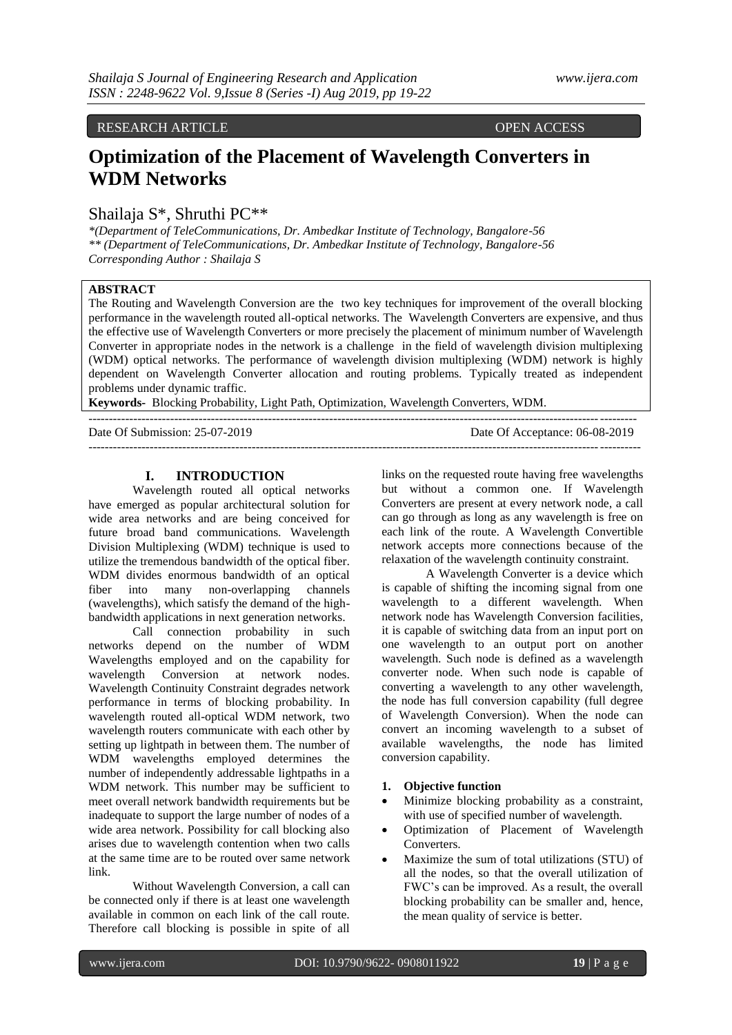RESEARCH ARTICLE OPEN ACCESS

# Optimization of the Placement of Wavelength Converters in WDM Networks

Shailaja S*, Shruthi PC**

*(Department of TeleCommunications, Dr. Ambedkar Institute of Technology, Bangalore-56
** (Department of TeleCommunications, Dr. Ambedkar Institute of Technology, Bangalore-56
Corresponding Author : Shailaja S

## ABSTRACT

The Routing and Wavelength Conversion are the two key techniques for improvement of the overall blocking performance in the wavelength routed all-optical networks. The Wavelength Converters are expensive, and thus the effective use of Wavelength Converters or more precisely the placement of minimum number of Wavelength Converter in appropriate nodes in the network is a challenge in the field of wavelength division multiplexing (WDM) optical networks. The performance of wavelength division multiplexing (WDM) network is highly dependent on Wavelength Converter allocation and routing problems. Typically treated as independent problems under dynamic traffic.

**Keywords-** Blocking Probability, Light Path, Optimization, Wavelength Converters, WDM.

Date Of Submission: 25-07-2019 Date Of Acceptance: 06-08-2019

## I. INTRODUCTION

Wavelength routed all optical networks have emerged as popular architectural solution for wide area networks and are being conceived for future broad band communications. Wavelength Division Multiplexing (WDM) technique is used to utilize the tremendous bandwidth of the optical fiber. WDM divides enormous bandwidth of an optical fiber into many non-overlapping channels (wavelengths), which satisfy the demand of the high-bandwidth applications in next generation networks.

Call connection probability in such networks depend on the number of WDM Wavelengths employed and on the capability for wavelength Conversion at network nodes. Wavelength Continuity Constraint degrades network performance in terms of blocking probability. In wavelength routed all-optical WDM network, two wavelength routers communicate with each other by setting up lightpath in between them. The number of WDM wavelengths employed determines the number of independently addressable lightpaths in a WDM network. This number may be sufficient to meet overall network bandwidth requirements but be inadequate to support the large number of nodes of a wide area network. Possibility for call blocking also arises due to wavelength contention when two calls at the same time are to be routed over same network link.

Without Wavelength Conversion, a call can be connected only if there is at least one wavelength available in common on each link of the call route. Therefore call blocking is possible in spite of all links on the requested route having free wavelengths but without a common one. If Wavelength Converters are present at every network node, a call can go through as long as any wavelength is free on each link of the route. A Wavelength Convertible network accepts more connections because of the relaxation of the wavelength continuity constraint.

A Wavelength Converter is a device which is capable of shifting the incoming signal from one wavelength to a different wavelength. When network node has Wavelength Conversion facilities, it is capable of switching data from an input port on one wavelength to an output port on another wavelength. Such node is defined as a wavelength converter node. When such node is capable of converting a wavelength to any other wavelength, the node has full conversion capability (full degree of Wavelength Conversion). When the node can convert an incoming wavelength to a subset of available wavelengths, the node has limited conversion capability.

### 1. Objective function

- Minimize blocking probability as a constraint, with use of specified number of wavelength.
- Optimization of Placement of Wavelength Converters.
- Maximize the sum of total utilizations (STU) of all the nodes, so that the overall utilization of FWC's can be improved. As a result, the overall blocking probability can be smaller and, hence, the mean quality of service is better.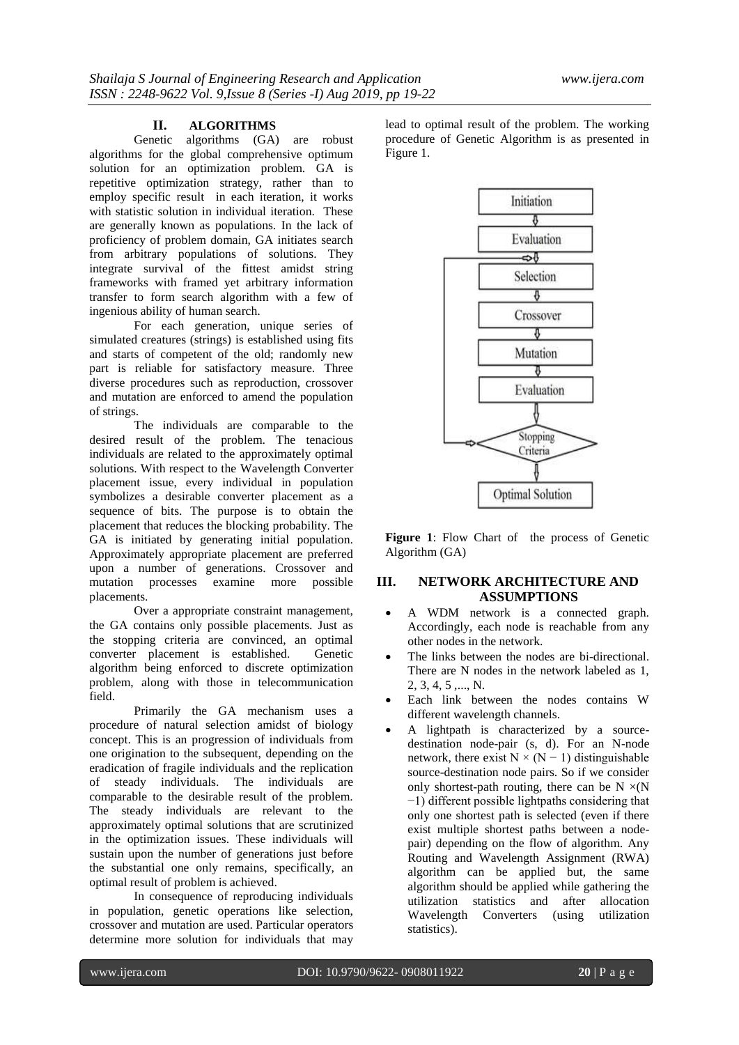## II. ALGORITHMS

Genetic algorithms (GA) are robust algorithms for the global comprehensive optimum solution for an optimization problem. GA is repetitive optimization strategy, rather than to employ specific result in each iteration, it works with statistic solution in individual iteration. These are generally known as populations. In the lack of proficiency of problem domain, GA initiates search from arbitrary populations of solutions. They integrate survival of the fittest amidst string frameworks with framed yet arbitrary information transfer to form search algorithm with a few of ingenious ability of human search.

For each generation, unique series of simulated creatures (strings) is established using fits and starts of competent of the old; randomly new part is reliable for satisfactory measure. Three diverse procedures such as reproduction, crossover and mutation are enforced to amend the population of strings.

The individuals are comparable to the desired result of the problem. The tenacious individuals are related to the approximately optimal solutions. With respect to the Wavelength Converter placement issue, every individual in population symbolizes a desirable converter placement as a sequence of bits. The purpose is to obtain the placement that reduces the blocking probability. The GA is initiated by generating initial population. Approximately appropriate placement are preferred upon a number of generations. Crossover and mutation processes examine more possible placements.

Over a appropriate constraint management, the GA contains only possible placements. Just as the stopping criteria are convinced, an optimal converter placement is established. Genetic algorithm being enforced to discrete optimization problem, along with those in telecommunication field.

Primarily the GA mechanism uses a procedure of natural selection amidst of biology concept. This is an progression of individuals from one origination to the subsequent, depending on the eradication of fragile individuals and the replication of steady individuals. The individuals are comparable to the desirable result of the problem. The steady individuals are relevant to the approximately optimal solutions that are scrutinized in the optimization issues. These individuals will sustain upon the number of generations just before the substantial one only remains, specifically, an optimal result of problem is achieved.

In consequence of reproducing individuals in population, genetic operations like selection, crossover and mutation are used. Particular operators determine more solution for individuals that may lead to optimal result of the problem. The working procedure of Genetic Algorithm is as presented in Figure 1.

Initiation → Evaluation → Selection → Crossover → Mutation → Evaluation → Stopping Criteria → Optimal Solution

**Figure 1**: Flow Chart of the process of Genetic Algorithm (GA)

## III. NETWORK ARCHITECTURE AND ASSUMPTIONS

- A WDM network is a connected graph. Accordingly, each node is reachable from any other nodes in the network.
- The links between the nodes are bi-directional. There are N nodes in the network labeled as 1, 2, 3, 4, 5 ,..., N.
- Each link between the nodes contains W different wavelength channels.
- A lightpath is characterized by a source-destination node-pair (s, d). For an N-node network, there exist $N \times (N - 1)$ distinguishable source-destination node pairs. So if we consider only shortest-path routing, there can be $N \times (N - 1)$ different possible lightpaths considering that only one shortest path is selected (even if there exist multiple shortest paths between a node-pair) depending on the flow of algorithm. Any Routing and Wavelength Assignment (RWA) algorithm can be applied but, the same algorithm should be applied while gathering the utilization statistics and after allocation Wavelength Converters (using utilization statistics).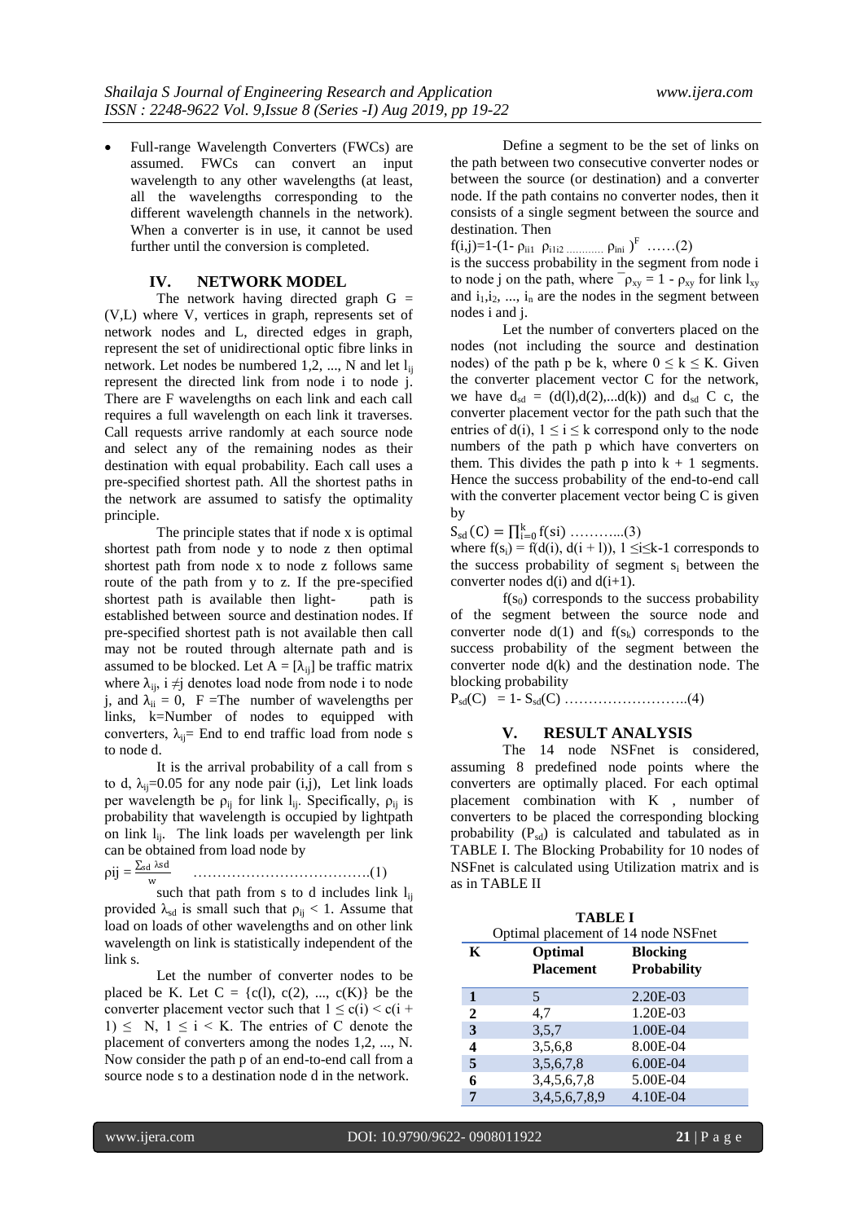- Full-range Wavelength Converters (FWCs) are assumed. FWCs can convert an input wavelength to any other wavelengths (at least, all the wavelengths corresponding to the different wavelength channels in the network). When a converter is in use, it cannot be used further until the conversion is completed.

## IV. NETWORK MODEL

The network having directed graph G = (V,L) where V, vertices in graph, represents set of network nodes and L, directed edges in graph, represent the set of unidirectional optic fibre links in network. Let nodes be numbered 1,2, ..., N and let $l_{ij}$ represent the directed link from node i to node j. There are F wavelengths on each link and each call requires a full wavelength on each link it traverses. Call requests arrive randomly at each source node and select any of the remaining nodes as their destination with equal probability. Each call uses a pre-specified shortest path. All the shortest paths in the network are assumed to satisfy the optimality principle.

The principle states that if node x is optimal shortest path from node y to node z then optimal shortest path from node x to node z follows same route of the path from y to z. If the pre-specified shortest path is available then light- path is established between source and destination nodes. If pre-specified shortest path is not available then call may not be routed through alternate path and is assumed to be blocked. Let $A = [\lambda_{ij}]$ be traffic matrix where $\lambda_{ij}$, $i \neq j$ denotes load node from node i to node j, and $\lambda_{ii} = 0$, F =The number of wavelengths per links, k=Number of nodes to equipped with converters, $\lambda_{ij}$= End to end traffic load from node s to node d.

It is the arrival probability of a call from s to d, $\lambda_{ij}$=0.05 for any node pair (i,j), Let link loads per wavelength be $\rho_{ij}$ for link $l_{ij}$. Specifically, $\rho_{ij}$ is probability that wavelength is occupied by lightpath on link $l_{ij}$. The link loads per wavelength per link can be obtained from load node by

$$\rho_{ij} = \frac{\sum_{sd} \lambda_{sd}}{w} \quad \ldots\ldots(1)$$

such that path from s to d includes link $l_{ij}$ provided $\lambda_{sd}$ is small such that $\rho_{ij} < 1$. Assume that load on loads of other wavelengths and on other link wavelength on link is statistically independent of the link s.

Let the number of converter nodes to be placed be K. Let C = {c(l), c(2), ..., c(K)} be the converter placement vector such that $1 \leq c(i) < c(i + 1) \leq N$, $1 \leq i < K$. The entries of C denote the placement of converters among the nodes 1,2, ..., N. Now consider the path p of an end-to-end call from a source node s to a destination node d in the network.

Define a segment to be the set of links on the path between two consecutive converter nodes or between the source (or destination) and a converter node. If the path contains no converter nodes, then it consists of a single segment between the source and destination. Then

$$f(i,j)=1-(1- \rho_{ii1}\ \rho_{i1i2} \ldots\ldots \rho_{ini})^F \quad \ldots\ldots(2)$$

is the success probability in the segment from node i to node j on the path, where $\bar{\rho}_{xy} = 1 - \rho_{xy}$ for link $l_{xy}$ and $i_1, i_2, ..., i_n$ are the nodes in the segment between nodes i and j.

Let the number of converters placed on the nodes (not including the source and destination nodes) of the path p be k, where $0 \leq k \leq K$. Given the converter placement vector C for the network, we have $d_{sd} = (d(l),d(2),...d(k))$ and $d_{sd}$ C c, the converter placement vector for the path such that the entries of d(i), $1 \leq i \leq k$ correspond only to the node numbers of the path p which have converters on them. This divides the path p into k + 1 segments. Hence the success probability of the end-to-end call with the converter placement vector being C is given by

$$S_{sd}(C) = \prod_{i=0}^{k} f(si) \quad \ldots\ldots(3)$$

where $f(s_i) = f(d(i), d(i + l))$, $1 \leq i \leq k-1$ corresponds to the success probability of segment $s_i$ between the converter nodes d(i) and d(i+1).

$f(s_0)$ corresponds to the success probability of the segment between the source node and converter node d(1) and $f(s_k)$ corresponds to the success probability of the segment between the converter node d(k) and the destination node. The blocking probability

$$P_{sd}(C) = 1- S_{sd}(C) \quad \ldots\ldots(4)$$

## V. RESULT ANALYSIS

The 14 node NSFnet is considered, assuming 8 predefined node points where the converters are optimally placed. For each optimal placement combination with K , number of converters to be placed the corresponding blocking probability ($P_{sd}$) is calculated and tabulated as in TABLE I. The Blocking Probability for 10 nodes of NSFnet is calculated using Utilization matrix and is as in TABLE II

**TABLE I**
Optimal placement of 14 node NSFnet

| K | Optimal Placement | Blocking Probability |
|---|---|---|
| 1 | 5 | 2.20E-03 |
| 2 | 4,7 | 1.20E-03 |
| 3 | 3,5,7 | 1.00E-04 |
| 4 | 3,5,6,8 | 8.00E-04 |
| 5 | 3,5,6,7,8 | 6.00E-04 |
| 6 | 3,4,5,6,7,8 | 5.00E-04 |
| 7 | 3,4,5,6,7,8,9 | 4.10E-04 |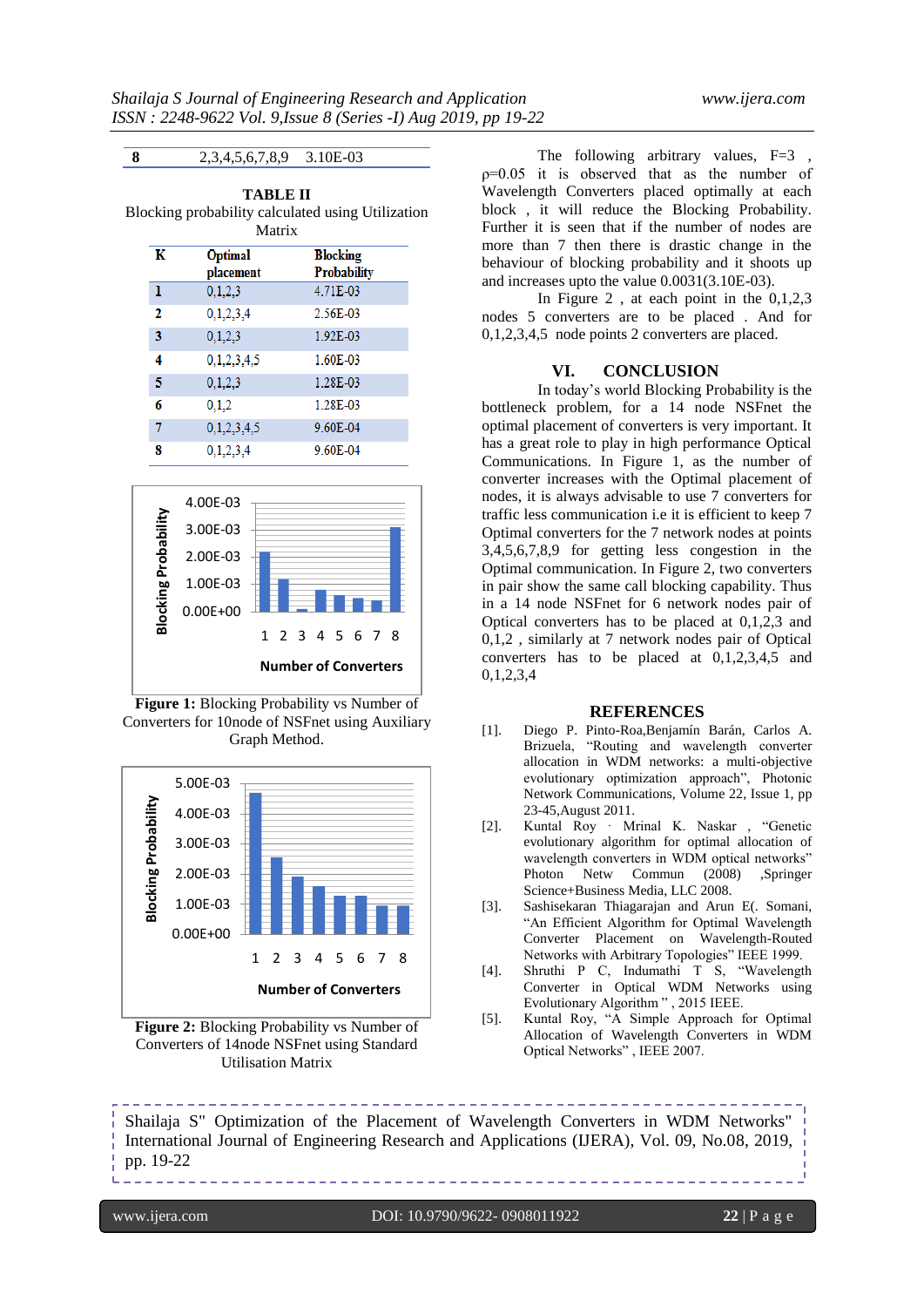| 8 | 2,3,4,5,6,7,8,9 | 3.10E-03 |
|---|---|---|

**TABLE II**
Blocking probability calculated using Utilization Matrix

| K | Optimal placement | Blocking Probability |
|---|---|---|
| 1 | 0,1,2,3 | 4.71E-03 |
| 2 | 0,1,2,3,4 | 2.56E-03 |
| 3 | 0,1,2,3 | 1.92E-03 |
| 4 | 0,1,2,3,4,5 | 1.60E-03 |
| 5 | 0,1,2,3 | 1.28E-03 |
| 6 | 0,1,2 | 1.28E-03 |
| 7 | 0,1,2,3,4,5 | 9.60E-04 |
| 8 | 0,1,2,3,4 | 9.60E-04 |

Blocking Probability
4.00E-03
3.00E-03
2.00E-03
1.00E-03
0.00E+00
1 2 3 4 5 6 7 8
Number of Converters

**Figure 1:** Blocking Probability vs Number of Converters for 10node of NSFnet using Auxiliary Graph Method.

Blocking Probability
5.00E-03
4.00E-03
3.00E-03
2.00E-03
1.00E-03
0.00E+00
1 2 3 4 5 6 7 8
Number of Converters

**Figure 2:** Blocking Probability vs Number of Converters of 14node NSFnet using Standard Utilisation Matrix

The following arbitrary values, F=3 , ρ=0.05 it is observed that as the number of Wavelength Converters placed optimally at each block , it will reduce the Blocking Probability. Further it is seen that if the number of nodes are more than 7 then there is drastic change in the behaviour of blocking probability and it shoots up and increases upto the value 0.0031(3.10E-03).

In Figure 2 , at each point in the 0,1,2,3 nodes 5 converters are to be placed . And for 0,1,2,3,4,5 node points 2 converters are placed.

## VI. CONCLUSION

In today's world Blocking Probability is the bottleneck problem, for a 14 node NSFnet the optimal placement of converters is very important. It has a great role to play in high performance Optical Communications. In Figure 1, as the number of converter increases with the Optimal placement of nodes, it is always advisable to use 7 converters for traffic less communication i.e it is efficient to keep 7 Optimal converters for the 7 network nodes at points 3,4,5,6,7,8,9 for getting less congestion in the Optimal communication. In Figure 2, two converters in pair show the same call blocking capability. Thus in a 14 node NSFnet for 6 network nodes pair of Optical converters has to be placed at 0,1,2,3 and 0,1,2 , similarly at 7 network nodes pair of Optical converters has to be placed at 0,1,2,3,4,5 and 0,1,2,3,4

## REFERENCES

[1]. Diego P. Pinto-Roa,Benjamín Barán, Carlos A. Brizuela, "Routing and wavelength converter allocation in WDM networks: a multi-objective evolutionary optimization approach", Photonic Network Communications, Volume 22, Issue 1, pp 23-45,August 2011.

[2]. Kuntal Roy · Mrinal K. Naskar , "Genetic evolutionary algorithm for optimal allocation of wavelength converters in WDM optical networks" Photon Netw Commun (2008) ,Springer Science+Business Media, LLC 2008.

[3]. Sashisekaran Thiagarajan and Arun E(. Somani, "An Efficient Algorithm for Optimal Wavelength Converter Placement on Wavelength-Routed Networks with Arbitrary Topologies" IEEE 1999.

[4]. Shruthi P C, Indumathi T S, "Wavelength Converter in Optical WDM Networks using Evolutionary Algorithm " , 2015 IEEE.

[5]. Kuntal Roy, "A Simple Approach for Optimal Allocation of Wavelength Converters in WDM Optical Networks" , IEEE 2007.

Shailaja S" Optimization of the Placement of Wavelength Converters in WDM Networks" International Journal of Engineering Research and Applications (IJERA), Vol. 09, No.08, 2019, pp. 19-22